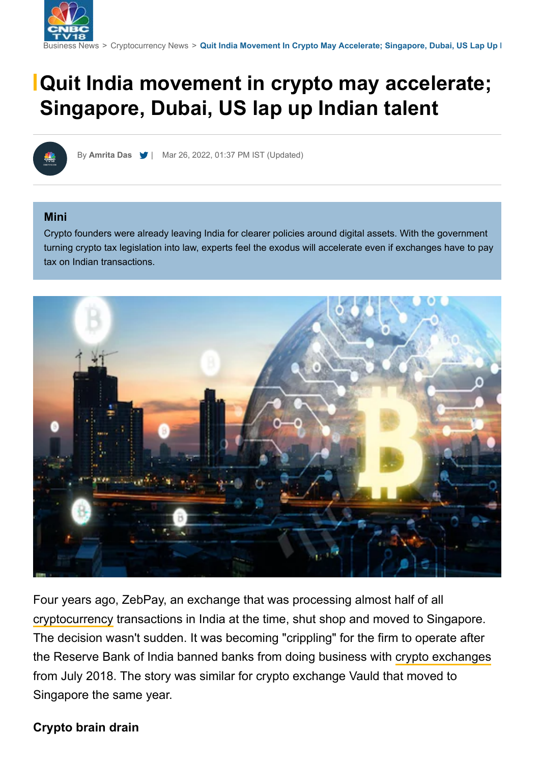Business News > Cryptocurrency News > Quit India Movement In Crypto May Accelerate; Singapore, Dubai, US Lap Up I

# Quit India movement in crypto may accelerate; Singapore, Dubai, US lap up Indian talent

By **Amrita Das** | Mar 26, 2022, 01:37 PM IST (Updated)

**Mini**

Crypto founders were already leaving India for clearer policies around digital assets. With the government turning crypto tax legislation into law, experts feel the exodus will accelerate even if exchanges have to pay tax on Indian transactions.

Four years ago, ZebPay, an exchange that was processing almost half of all cryptocurrency transactions in India at the time, shut shop and moved to Singapore. The decision wasn't sudden. It was becoming "crippling" for the firm to operate after the Reserve Bank of India banned banks from doing business with crypto exchanges from July 2018. The story was similar for crypto exchange Vauld that moved to Singapore the same year.

## Crypto brain drain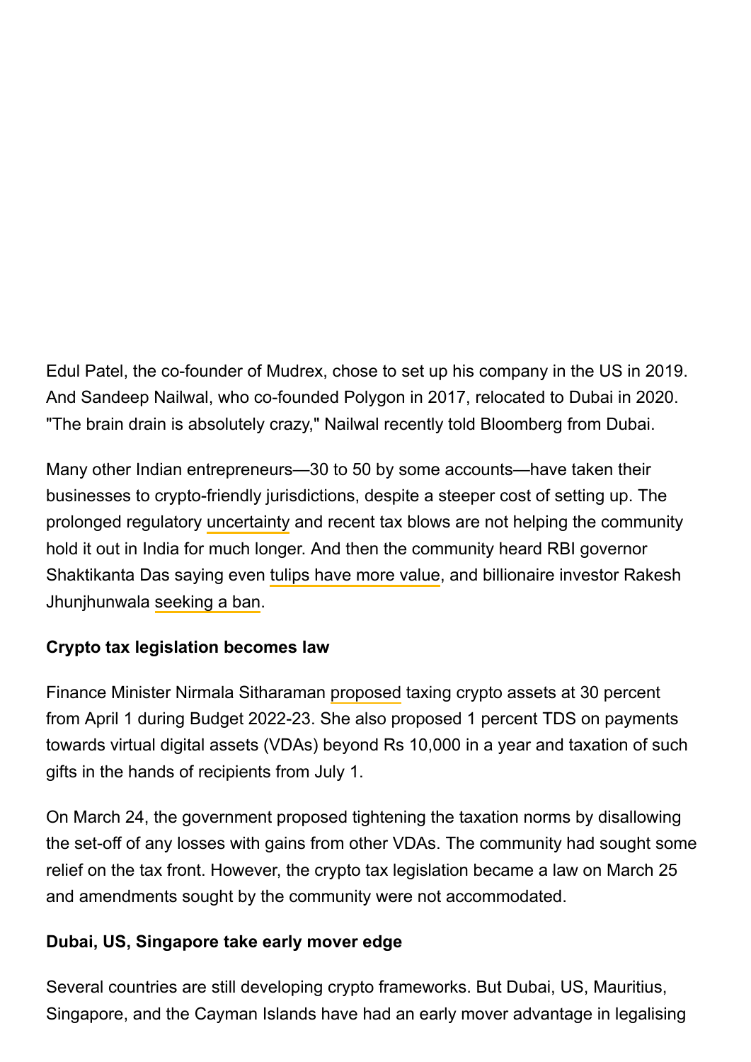Edul Patel, the co-founder of Mudrex, chose to set up his company in the US in 2019. And Sandeep Nailwal, who co-founded Polygon in 2017, relocated to Dubai in 2020. "The brain drain is absolutely crazy," Nailwal recently told Bloomberg from Dubai.

Many other Indian entrepreneurs—30 to 50 by some accounts—have taken their businesses to crypto-friendly jurisdictions, despite a steeper cost of setting up. The prolonged regulatory uncertainty and recent tax blows are not helping the community hold it out in India for much longer. And then the community heard RBI governor Shaktikanta Das saying even tulips have more value, and billionaire investor Rakesh Jhunjhunwala seeking a ban.

**Crypto tax legislation becomes law**

Finance Minister Nirmala Sitharaman proposed taxing crypto assets at 30 percent from April 1 during Budget 2022-23. She also proposed 1 percent TDS on payments towards virtual digital assets (VDAs) beyond Rs 10,000 in a year and taxation of such gifts in the hands of recipients from July 1.

On March 24, the government proposed tightening the taxation norms by disallowing the set-off of any losses with gains from other VDAs. The community had sought some relief on the tax front. However, the crypto tax legislation became a law on March 25 and amendments sought by the community were not accommodated.

**Dubai, US, Singapore take early mover edge**

Several countries are still developing crypto frameworks. But Dubai, US, Mauritius, Singapore, and the Cayman Islands have had an early mover advantage in legalising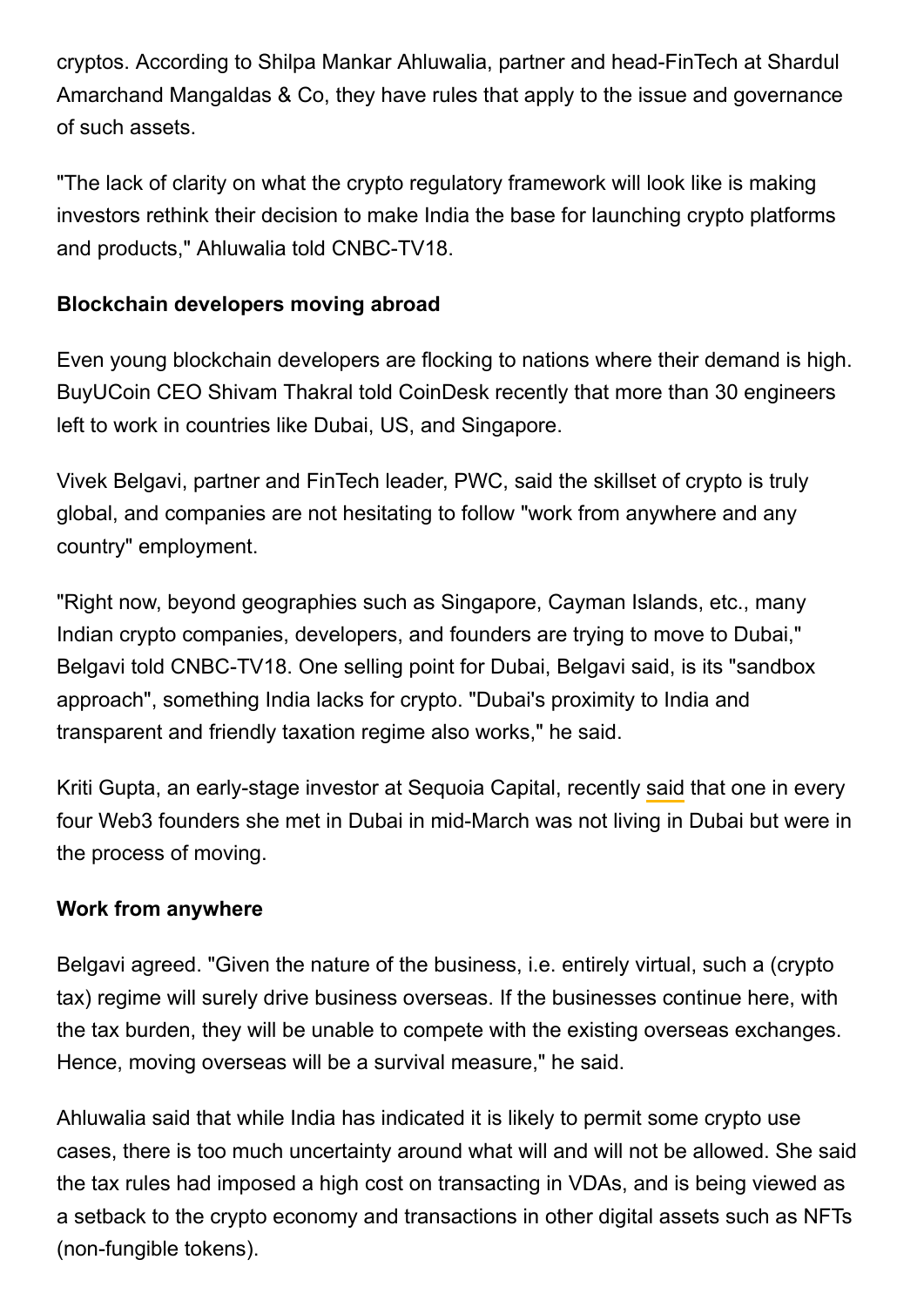cryptos. According to Shilpa Mankar Ahluwalia, partner and head-FinTech at Shardul Amarchand Mangaldas & Co, they have rules that apply to the issue and governance of such assets.

"The lack of clarity on what the crypto regulatory framework will look like is making investors rethink their decision to make India the base for launching crypto platforms and products," Ahluwalia told CNBC-TV18.

**Blockchain developers moving abroad**

Even young blockchain developers are flocking to nations where their demand is high. BuyUCoin CEO Shivam Thakral told CoinDesk recently that more than 30 engineers left to work in countries like Dubai, US, and Singapore.

Vivek Belgavi, partner and FinTech leader, PWC, said the skillset of crypto is truly global, and companies are not hesitating to follow "work from anywhere and any country" employment.

"Right now, beyond geographies such as Singapore, Cayman Islands, etc., many Indian crypto companies, developers, and founders are trying to move to Dubai," Belgavi told CNBC-TV18. One selling point for Dubai, Belgavi said, is its "sandbox approach", something India lacks for crypto. "Dubai's proximity to India and transparent and friendly taxation regime also works," he said.

Kriti Gupta, an early-stage investor at Sequoia Capital, recently said that one in every four Web3 founders she met in Dubai in mid-March was not living in Dubai but were in the process of moving.

**Work from anywhere**

Belgavi agreed. "Given the nature of the business, i.e. entirely virtual, such a (crypto tax) regime will surely drive business overseas. If the businesses continue here, with the tax burden, they will be unable to compete with the existing overseas exchanges. Hence, moving overseas will be a survival measure," he said.

Ahluwalia said that while India has indicated it is likely to permit some crypto use cases, there is too much uncertainty around what will and will not be allowed. She said the tax rules had imposed a high cost on transacting in VDAs, and is being viewed as a setback to the crypto economy and transactions in other digital assets such as NFTs (non-fungible tokens).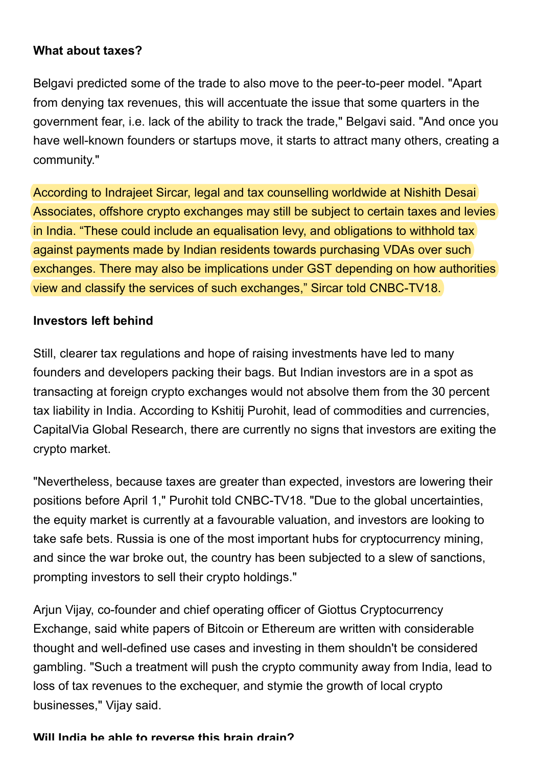**What about taxes?**

Belgavi predicted some of the trade to also move to the peer-to-peer model. "Apart from denying tax revenues, this will accentuate the issue that some quarters in the government fear, i.e. lack of the ability to track the trade," Belgavi said. "And once you have well-known founders or startups move, it starts to attract many others, creating a community."

According to Indrajeet Sircar, legal and tax counselling worldwide at Nishith Desai Associates, offshore crypto exchanges may still be subject to certain taxes and levies in India. “These could include an equalisation levy, and obligations to withhold tax against payments made by Indian residents towards purchasing VDAs over such exchanges. There may also be implications under GST depending on how authorities view and classify the services of such exchanges,” Sircar told CNBC-TV18.

**Investors left behind**

Still, clearer tax regulations and hope of raising investments have led to many founders and developers packing their bags. But Indian investors are in a spot as transacting at foreign crypto exchanges would not absolve them from the 30 percent tax liability in India. According to Kshitij Purohit, lead of commodities and currencies, CapitalVia Global Research, there are currently no signs that investors are exiting the crypto market.

"Nevertheless, because taxes are greater than expected, investors are lowering their positions before April 1," Purohit told CNBC-TV18. "Due to the global uncertainties, the equity market is currently at a favourable valuation, and investors are looking to take safe bets. Russia is one of the most important hubs for cryptocurrency mining, and since the war broke out, the country has been subjected to a slew of sanctions, prompting investors to sell their crypto holdings."

Arjun Vijay, co-founder and chief operating officer of Giottus Cryptocurrency Exchange, said white papers of Bitcoin or Ethereum are written with considerable thought and well-defined use cases and investing in them shouldn't be considered gambling. "Such a treatment will push the crypto community away from India, lead to loss of tax revenues to the exchequer, and stymie the growth of local crypto businesses," Vijay said.

**Will India be able to reverse this brain drain?**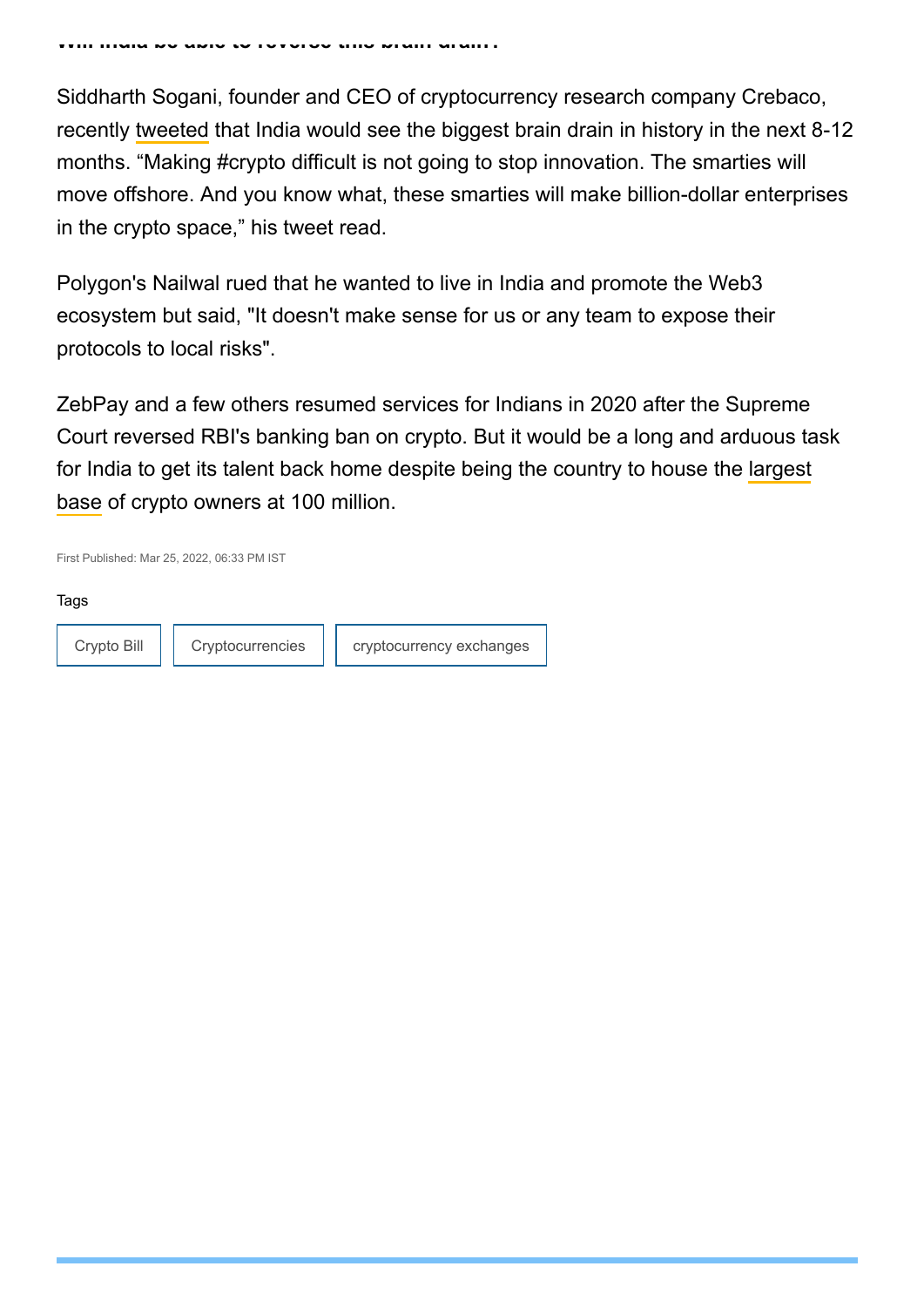Siddharth Sogani, founder and CEO of cryptocurrency research company Crebaco, recently tweeted that India would see the biggest brain drain in history in the next 8-12 months. “Making #crypto difficult is not going to stop innovation. The smarties will move offshore. And you know what, these smarties will make billion-dollar enterprises in the crypto space,” his tweet read.

Polygon's Nailwal rued that he wanted to live in India and promote the Web3 ecosystem but said, "It doesn't make sense for us or any team to expose their protocols to local risks".

ZebPay and a few others resumed services for Indians in 2020 after the Supreme Court reversed RBI's banking ban on crypto. But it would be a long and arduous task for India to get its talent back home despite being the country to house the largest base of crypto owners at 100 million.

First Published: Mar 25, 2022, 06:33 PM IST

Tags

Crypto Bill

Cryptocurrencies

cryptocurrency exchanges